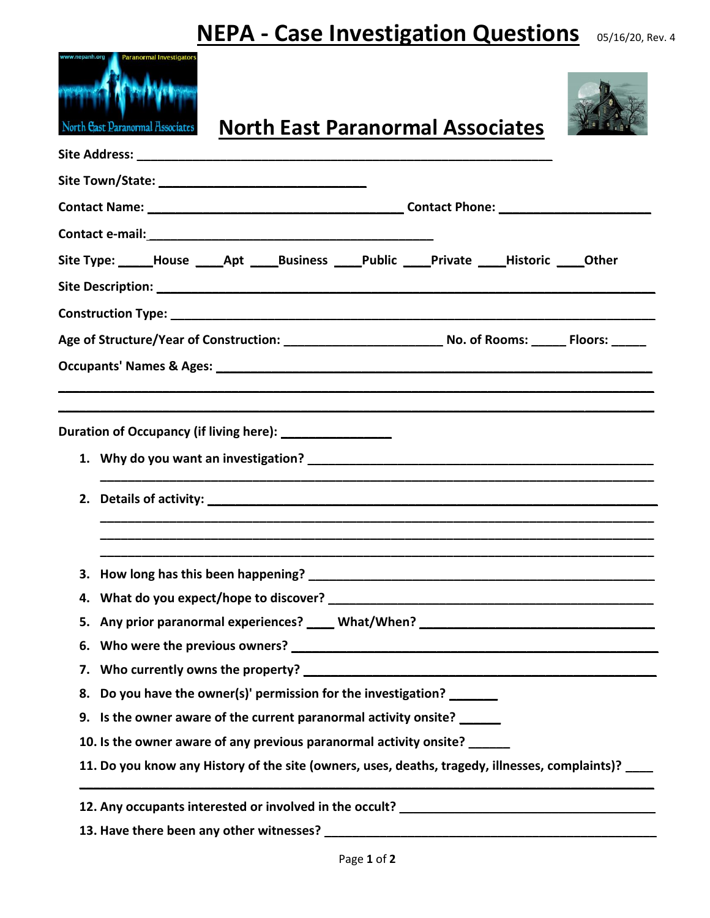# NEPA - Case Investigation Questions

05/16/20, Rev. 4

## North East Paranormal Associates

**Site Address:** ____________________________________________________________

**Site Town/State:** ______________________________

**Contact Name:** ____________________________________ **Contact Phone:** _____________________

**Contact e-mail:** ________________________________________

**Site Type:** _____House ____Apt ____Business ____Public ____Private ____Historic ____Other

**Site Description:** ____________________________________________________________________

**Construction Type:** __________________________________________________________________

**Age of Structure/Year of Construction:** _______________________ **No. of Rooms:** _____ **Floors:** _____

**Occupants' Names & Ages:** ______________________________________________________________

_____________________________________________________________________________________

_____________________________________________________________________________________

**Duration of Occupancy (if living here):** ________________

1. **Why do you want an investigation?** ___________________________________________________
   ___________________________________________________________________________________
2. **Details of activity:** ___________________________________________________________________
   ___________________________________________________________________________________
   ___________________________________________________________________________________
   ___________________________________________________________________________________
3. **How long has this been happening?** ___________________________________________________
4. **What do you expect/hope to discover?** ________________________________________________
5. **Any prior paranormal experiences?** ____ **What/When?** _________________________________
6. **Who were the previous owners?** ______________________________________________________
7. **Who currently owns the property?** ____________________________________________________
8. **Do you have the owner(s)' permission for the investigation?** _______
9. **Is the owner aware of the current paranormal activity onsite?** ______
10. **Is the owner aware of any previous paranormal activity onsite?** ______
11. **Do you know any History of the site (owners, uses, deaths, tragedy, illnesses, complaints)?** ____
    ___________________________________________________________________________________
12. **Any occupants interested or involved in the occult?** ____________________________________
13. **Have there been any other witnesses?** _______________________________________________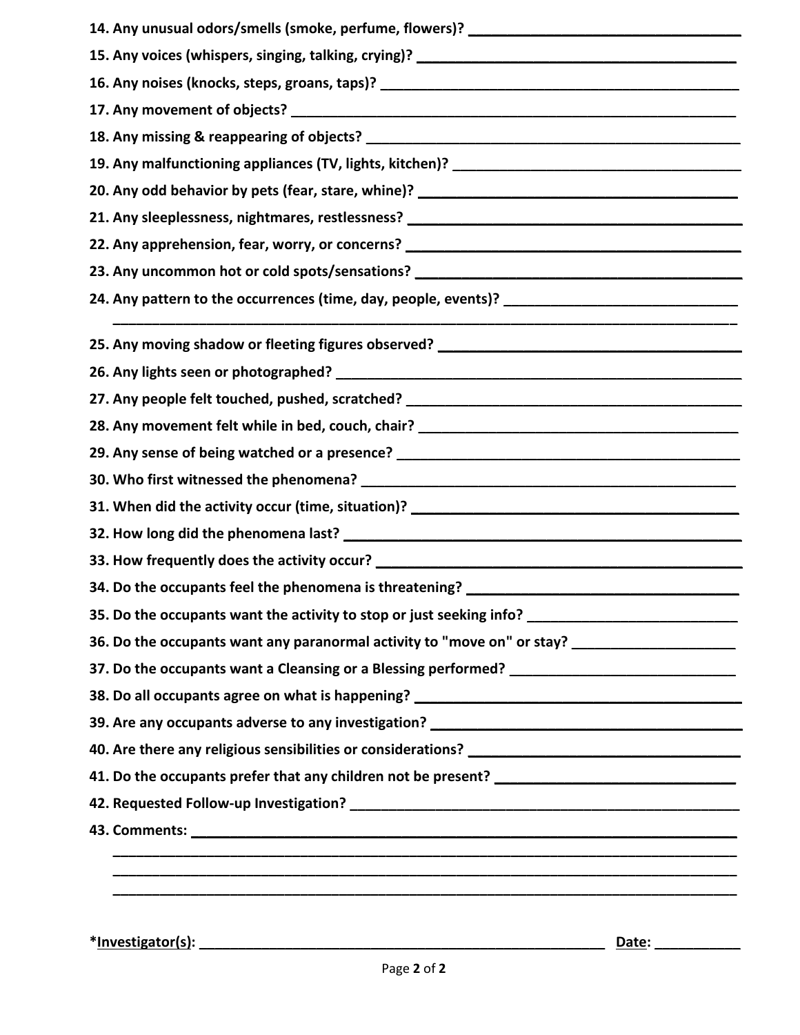**14. Any unusual odors/smells (smoke, perfume, flowers)? ___________________________________**

**15. Any voices (whispers, singing, talking, crying)? _________________________________________**

**16. Any noises (knocks, steps, groans, taps)? ______________________________________________**

**17. Any movement of objects? ______________________________________________________________**

**18. Any missing & reappearing of objects? _________________________________________________**

**19. Any malfunctioning appliances (TV, lights, kitchen)? _____________________________________**

**20. Any odd behavior by pets (fear, stare, whine)? _________________________________________**

**21. Any sleeplessness, nightmares, restlessness? ___________________________________________**

**22. Any apprehension, fear, worry, or concerns? ____________________________________________**

**23. Any uncommon hot or cold spots/sensations? ___________________________________________**

**24. Any pattern to the occurrences (time, day, people, events)? _______________________________**

**_____________________________________________________________________________________**

**25. Any moving shadow or fleeting figures observed? __________________________________________**

**26. Any lights seen or photographed? ______________________________________________________**

**27. Any people felt touched, pushed, scratched? ____________________________________________**

**28. Any movement felt while in bed, couch, chair? __________________________________________**

**29. Any sense of being watched or a presence? ______________________________________________**

**30. Who first witnessed the phenomena? ___________________________________________________**

**31. When did the activity occur (time, situation)? _________________________________________**

**32. How long did the phenomena last? ______________________________________________________**

**33. How frequently does the activity occur? ________________________________________________**

**34. Do the occupants feel the phenomena is threatening? _____________________________________**

**35. Do the occupants want the activity to stop or just seeking info? ___________________________**

**36. Do the occupants want any paranormal activity to "move on" or stay? _______________________**

**37. Do the occupants want a Cleansing or a Blessing performed? ______________________________**

**38. Do all occupants agree on what is happening? ___________________________________________**

**39. Are any occupants adverse to any investigation? _________________________________________**

**40. Are there any religious sensibilities or considerations? ______________________________**

**41. Do the occupants prefer that any children not be present? ________________________________**

**42. Requested Follow-up Investigation? _____________________________________________________**

**43. Comments: _______________________________________________________________________________**

**_____________________________________________________________________________________**

**_____________________________________________________________________________________**

**_____________________________________________________________________________________**

**\*Investigator(s): ___________________________________________________ Date: ___________**